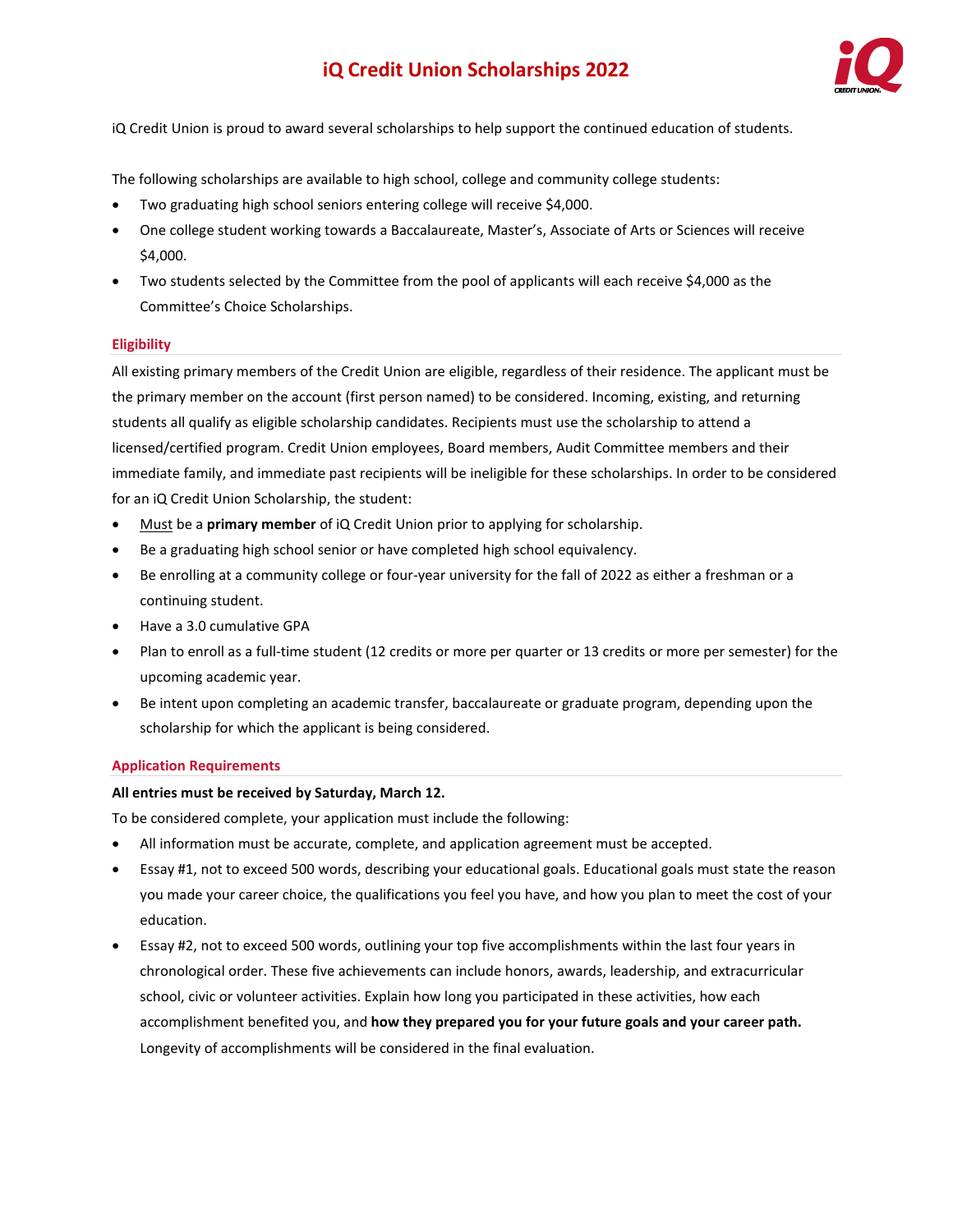# iQ Credit Union Scholarships 2022

iQ Credit Union is proud to award several scholarships to help support the continued education of students.

The following scholarships are available to high school, college and community college students:

- Two graduating high school seniors entering college will receive $4,000.
- One college student working towards a Baccalaureate, Master's, Associate of Arts or Sciences will receive $4,000.
- Two students selected by the Committee from the pool of applicants will each receive $4,000 as the Committee's Choice Scholarships.

## Eligibility

All existing primary members of the Credit Union are eligible, regardless of their residence. The applicant must be the primary member on the account (first person named) to be considered. Incoming, existing, and returning students all qualify as eligible scholarship candidates. Recipients must use the scholarship to attend a licensed/certified program. Credit Union employees, Board members, Audit Committee members and their immediate family, and immediate past recipients will be ineligible for these scholarships. In order to be considered for an iQ Credit Union Scholarship, the student:

- Must be a **primary member** of iQ Credit Union prior to applying for scholarship.
- Be a graduating high school senior or have completed high school equivalency.
- Be enrolling at a community college or four-year university for the fall of 2022 as either a freshman or a continuing student.
- Have a 3.0 cumulative GPA
- Plan to enroll as a full-time student (12 credits or more per quarter or 13 credits or more per semester) for the upcoming academic year.
- Be intent upon completing an academic transfer, baccalaureate or graduate program, depending upon the scholarship for which the applicant is being considered.

## Application Requirements

**All entries must be received by Saturday, March 12.**

To be considered complete, your application must include the following:

- All information must be accurate, complete, and application agreement must be accepted.
- Essay #1, not to exceed 500 words, describing your educational goals. Educational goals must state the reason you made your career choice, the qualifications you feel you have, and how you plan to meet the cost of your education.
- Essay #2, not to exceed 500 words, outlining your top five accomplishments within the last four years in chronological order. These five achievements can include honors, awards, leadership, and extracurricular school, civic or volunteer activities. Explain how long you participated in these activities, how each accomplishment benefited you, and **how they prepared you for your future goals and your career path.** Longevity of accomplishments will be considered in the final evaluation.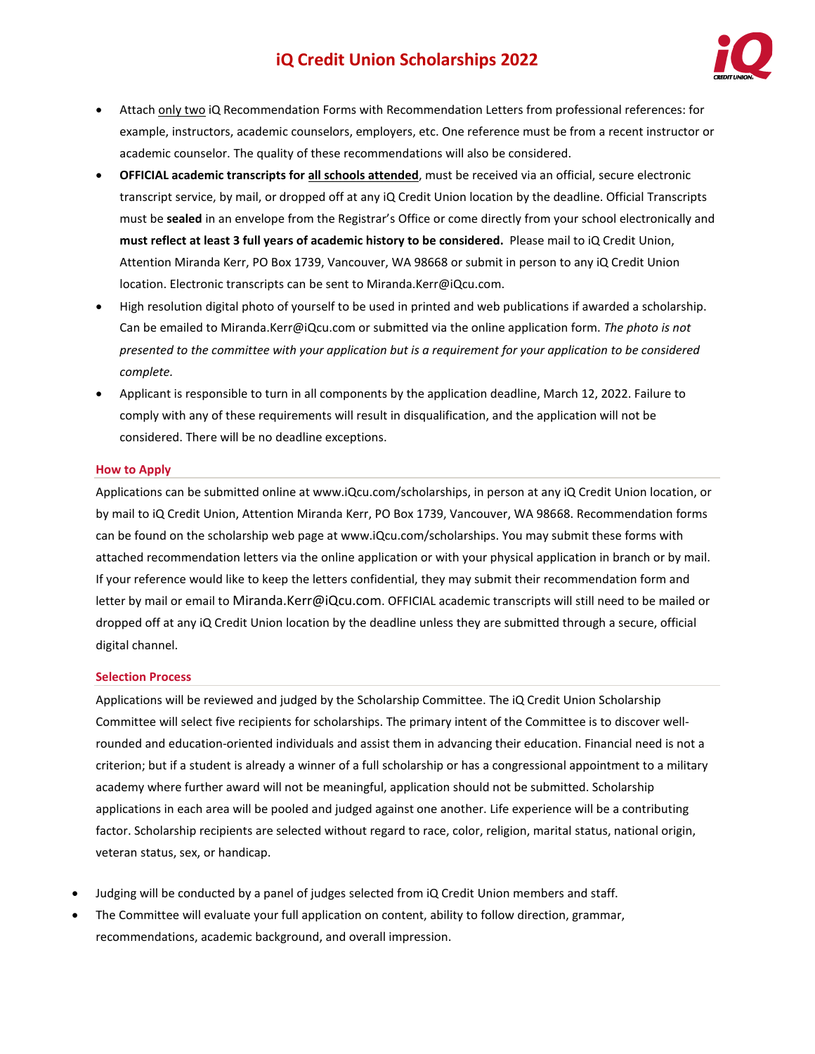- Attach only two iQ Recommendation Forms with Recommendation Letters from professional references: for example, instructors, academic counselors, employers, etc. One reference must be from a recent instructor or academic counselor. The quality of these recommendations will also be considered.
- **OFFICIAL academic transcripts for all schools attended**, must be received via an official, secure electronic transcript service, by mail, or dropped off at any iQ Credit Union location by the deadline. Official Transcripts must be **sealed** in an envelope from the Registrar's Office or come directly from your school electronically and **must reflect at least 3 full years of academic history to be considered.** Please mail to iQ Credit Union, Attention Miranda Kerr, PO Box 1739, Vancouver, WA 98668 or submit in person to any iQ Credit Union location. Electronic transcripts can be sent to Miranda.Kerr@iQcu.com.
- High resolution digital photo of yourself to be used in printed and web publications if awarded a scholarship. Can be emailed to Miranda.Kerr@iQcu.com or submitted via the online application form. *The photo is not presented to the committee with your application but is a requirement for your application to be considered complete.*
- Applicant is responsible to turn in all components by the application deadline, March 12, 2022. Failure to comply with any of these requirements will result in disqualification, and the application will not be considered. There will be no deadline exceptions.

## How to Apply

Applications can be submitted online at www.iQcu.com/scholarships, in person at any iQ Credit Union location, or by mail to iQ Credit Union, Attention Miranda Kerr, PO Box 1739, Vancouver, WA 98668. Recommendation forms can be found on the scholarship web page at www.iQcu.com/scholarships. You may submit these forms with attached recommendation letters via the online application or with your physical application in branch or by mail. If your reference would like to keep the letters confidential, they may submit their recommendation form and letter by mail or email to Miranda.Kerr@iQcu.com. OFFICIAL academic transcripts will still need to be mailed or dropped off at any iQ Credit Union location by the deadline unless they are submitted through a secure, official digital channel.

## Selection Process

Applications will be reviewed and judged by the Scholarship Committee. The iQ Credit Union Scholarship Committee will select five recipients for scholarships. The primary intent of the Committee is to discover well-rounded and education-oriented individuals and assist them in advancing their education. Financial need is not a criterion; but if a student is already a winner of a full scholarship or has a congressional appointment to a military academy where further award will not be meaningful, application should not be submitted. Scholarship applications in each area will be pooled and judged against one another. Life experience will be a contributing factor. Scholarship recipients are selected without regard to race, color, religion, marital status, national origin, veteran status, sex, or handicap.

- Judging will be conducted by a panel of judges selected from iQ Credit Union members and staff.
- The Committee will evaluate your full application on content, ability to follow direction, grammar, recommendations, academic background, and overall impression.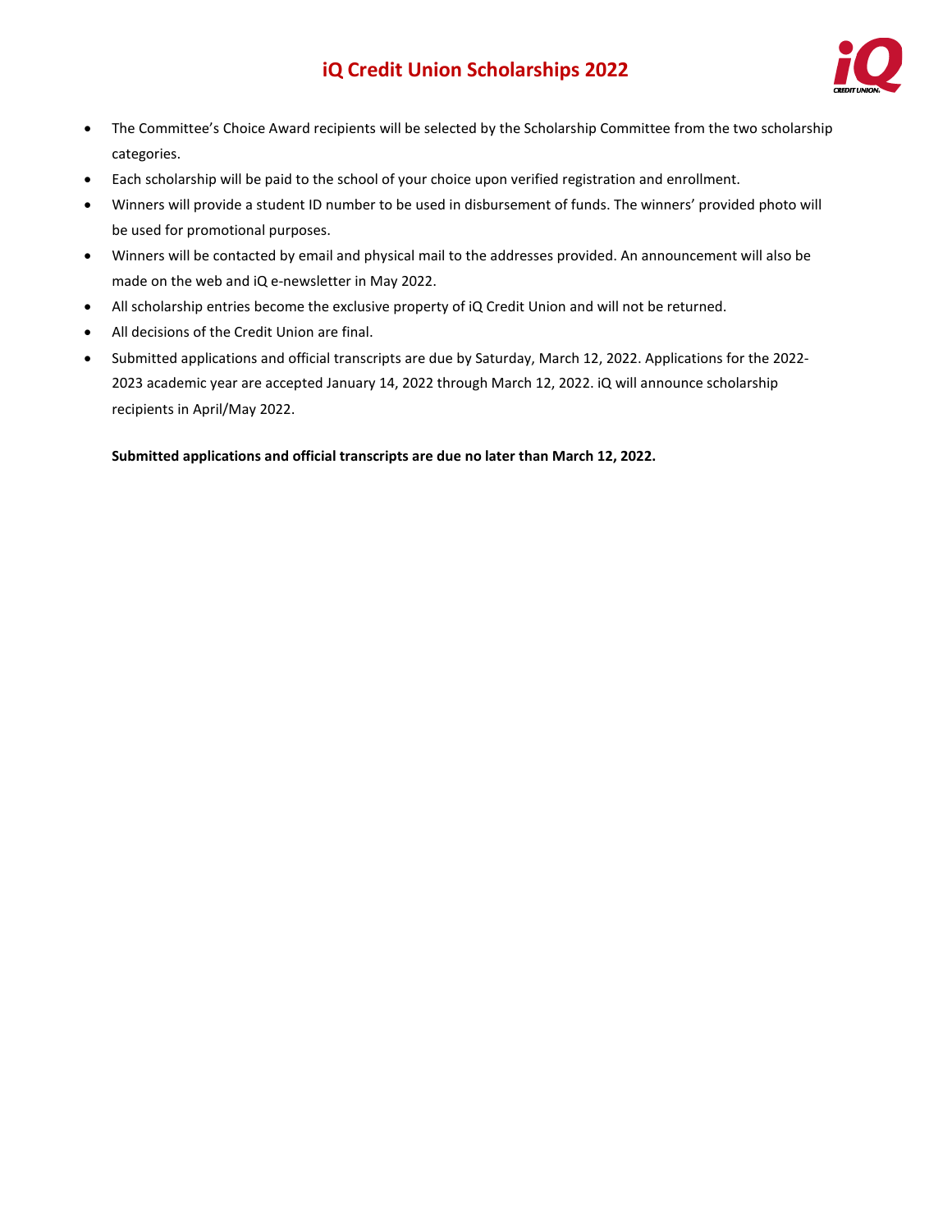- The Committee's Choice Award recipients will be selected by the Scholarship Committee from the two scholarship categories.
- Each scholarship will be paid to the school of your choice upon verified registration and enrollment.
- Winners will provide a student ID number to be used in disbursement of funds. The winners' provided photo will be used for promotional purposes.
- Winners will be contacted by email and physical mail to the addresses provided. An announcement will also be made on the web and iQ e-newsletter in May 2022.
- All scholarship entries become the exclusive property of iQ Credit Union and will not be returned.
- All decisions of the Credit Union are final.
- Submitted applications and official transcripts are due by Saturday, March 12, 2022. Applications for the 2022-2023 academic year are accepted January 14, 2022 through March 12, 2022. iQ will announce scholarship recipients in April/May 2022.

**Submitted applications and official transcripts are due no later than March 12, 2022.**